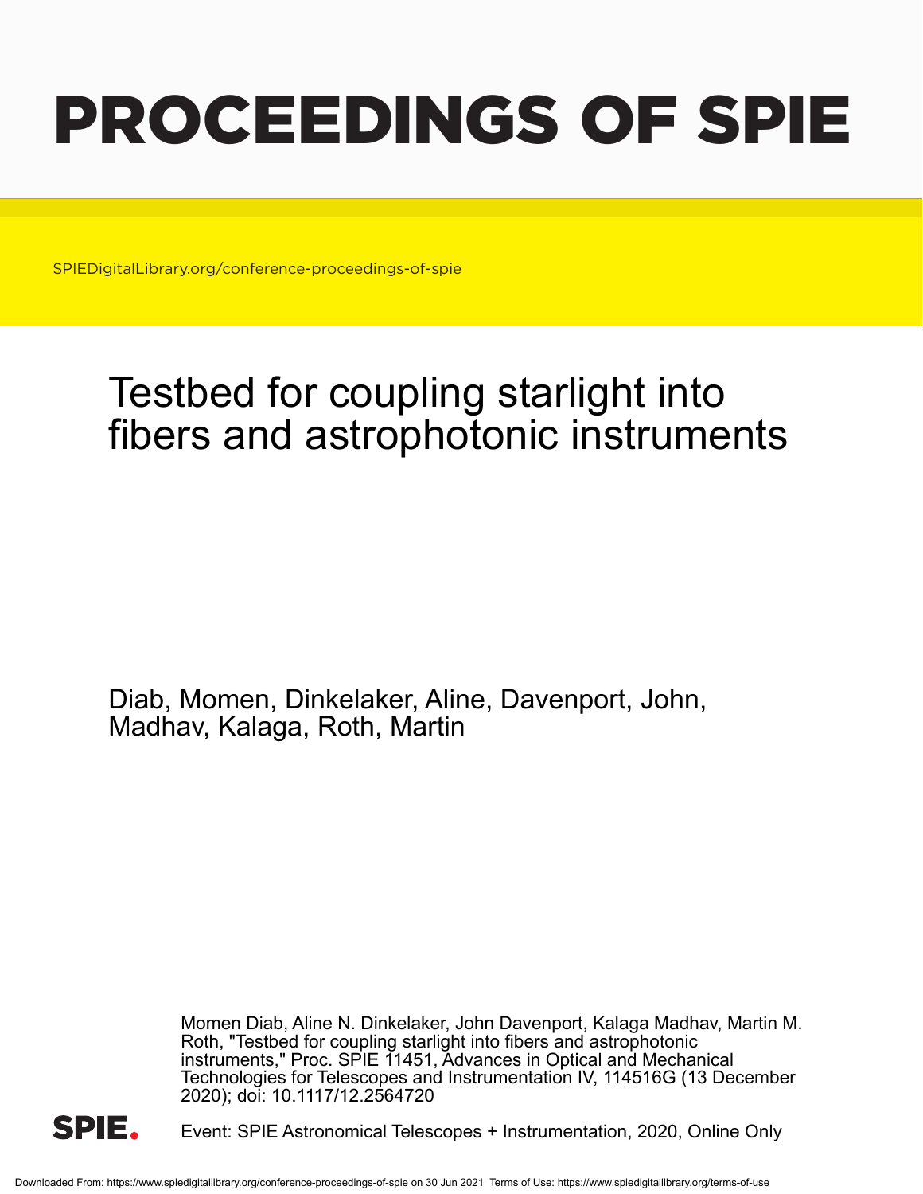# PROCEEDINGS OF SPIE

SPIEDigitalLibrary.org/conference-proceedings-of-spie

## Testbed for coupling starlight into fibers and astrophotonic instruments

Diab, Momen, Dinkelaker, Aline, Davenport, John, Madhav, Kalaga, Roth, Martin

Momen Diab, Aline N. Dinkelaker, John Davenport, Kalaga Madhav, Martin M. Roth, "Testbed for coupling starlight into fibers and astrophotonic instruments," Proc. SPIE 11451, Advances in Optical and Mechanical Technologies for Telescopes and Instrumentation IV, 114516G (13 December 2020); doi: 10.1117/12.2564720

Event: SPIE Astronomical Telescopes + Instrumentation, 2020, Online Only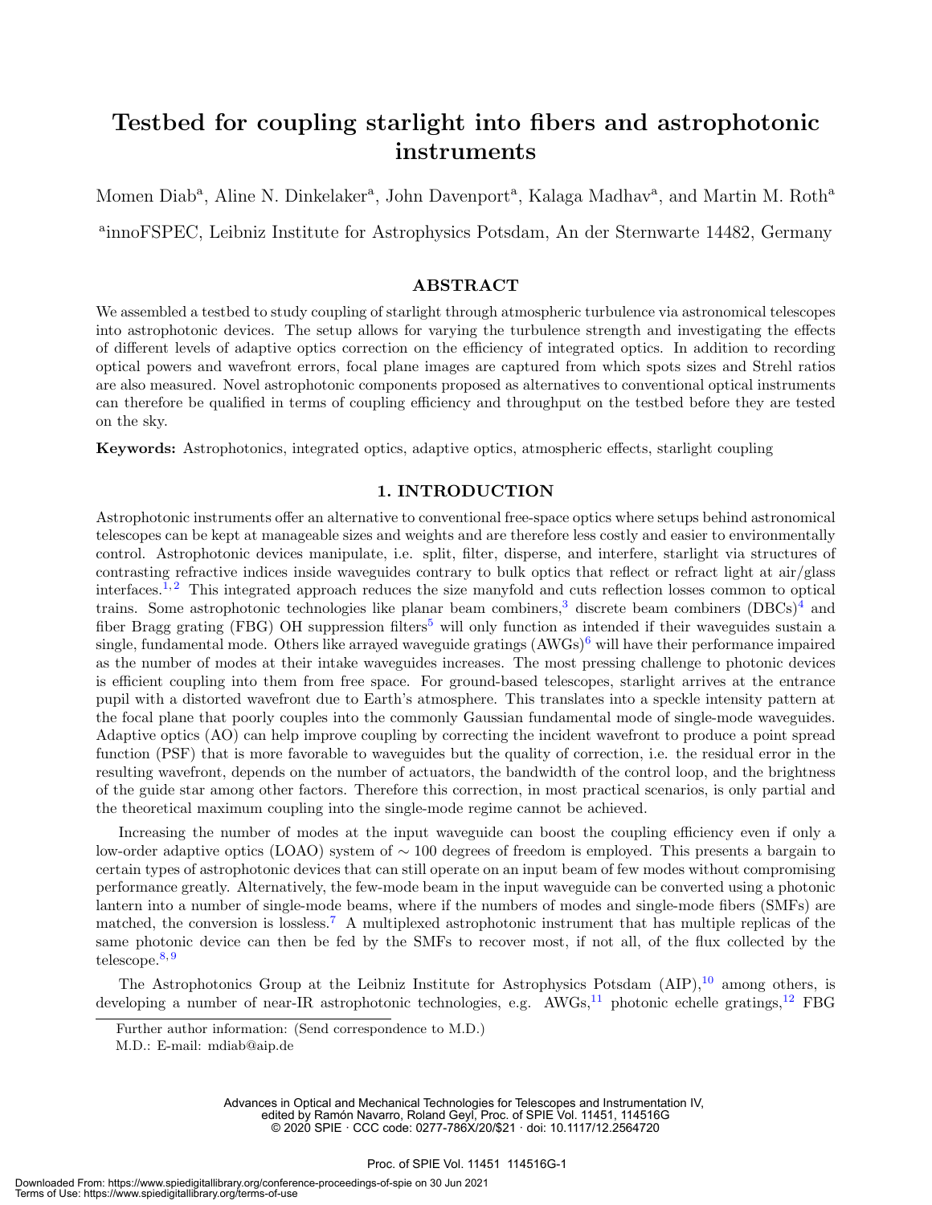# Testbed for coupling starlight into fibers and astrophotonic instruments

Momen Diab[a], Aline N. Dinkelaker[a], John Davenport[a], Kalaga Madhav[a], and Martin M. Roth[a]

[a]innoFSPEC, Leibniz Institute for Astrophysics Potsdam, An der Sternwarte 14482, Germany

## ABSTRACT

We assembled a testbed to study coupling of starlight through atmospheric turbulence via astronomical telescopes into astrophotonic devices. The setup allows for varying the turbulence strength and investigating the effects of different levels of adaptive optics correction on the efficiency of integrated optics. In addition to recording optical powers and wavefront errors, focal plane images are captured from which spots sizes and Strehl ratios are also measured. Novel astrophotonic components proposed as alternatives to conventional optical instruments can therefore be qualified in terms of coupling efficiency and throughput on the testbed before they are tested on the sky.

**Keywords:** Astrophotonics, integrated optics, adaptive optics, atmospheric effects, starlight coupling

## 1. INTRODUCTION

Astrophotonic instruments offer an alternative to conventional free-space optics where setups behind astronomical telescopes can be kept at manageable sizes and weights and are therefore less costly and easier to environmentally control. Astrophotonic devices manipulate, i.e. split, filter, disperse, and interfere, starlight via structures of contrasting refractive indices inside waveguides contrary to bulk optics that reflect or refract light at air/glass interfaces.[1,2] This integrated approach reduces the size manyfold and cuts reflection losses common to optical trains. Some astrophotonic technologies like planar beam combiners,[3] discrete beam combiners (DBCs)[4] and fiber Bragg grating (FBG) OH suppression filters[5] will only function as intended if their waveguides sustain a single, fundamental mode. Others like arrayed waveguide gratings (AWGs)[6] will have their performance impaired as the number of modes at their intake waveguides increases. The most pressing challenge to photonic devices is efficient coupling into them from free space. For ground-based telescopes, starlight arrives at the entrance pupil with a distorted wavefront due to Earth's atmosphere. This translates into a speckle intensity pattern at the focal plane that poorly couples into the commonly Gaussian fundamental mode of single-mode waveguides. Adaptive optics (AO) can help improve coupling by correcting the incident wavefront to produce a point spread function (PSF) that is more favorable to waveguides but the quality of correction, i.e. the residual error in the resulting wavefront, depends on the number of actuators, the bandwidth of the control loop, and the brightness of the guide star among other factors. Therefore this correction, in most practical scenarios, is only partial and the theoretical maximum coupling into the single-mode regime cannot be achieved.

Increasing the number of modes at the input waveguide can boost the coupling efficiency even if only a low-order adaptive optics (LOAO) system of $\sim 100$ degrees of freedom is employed. This presents a bargain to certain types of astrophotonic devices that can still operate on an input beam of few modes without compromising performance greatly. Alternatively, the few-mode beam in the input waveguide can be converted using a photonic lantern into a number of single-mode beams, where if the numbers of modes and single-mode fibers (SMFs) are matched, the conversion is lossless.[7] A multiplexed astrophotonic instrument that has multiple replicas of the same photonic device can then be fed by the SMFs to recover most, if not all, of the flux collected by the telescope.[8,9]

The Astrophotonics Group at the Leibniz Institute for Astrophysics Potsdam (AIP),[10] among others, is developing a number of near-IR astrophotonic technologies, e.g. AWGs,[11] photonic echelle gratings,[12] FBG

Further author information: (Send correspondence to M.D.)
M.D.: E-mail: mdiab@aip.de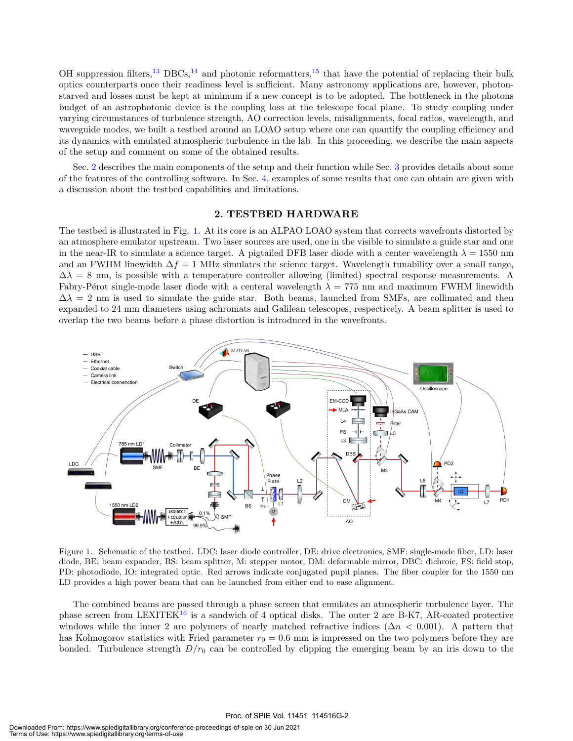OH suppression filters,[13] DBCs,[14] and photonic reformatters,[15] that have the potential of replacing their bulk optics counterparts once their readiness level is sufficient. Many astronomy applications are, however, photon-starved and losses must be kept at minimum if a new concept is to be adopted. The bottleneck in the photons budget of an astrophotonic device is the coupling loss at the telescope focal plane. To study coupling under varying circumstances of turbulence strength, AO correction levels, misalignments, focal ratios, wavelength, and waveguide modes, we built a testbed around an LOAO setup where one can quantify the coupling efficiency and its dynamics with emulated atmospheric turbulence in the lab. In this proceeding, we describe the main aspects of the setup and comment on some of the obtained results.

Sec. 2 describes the main components of the setup and their function while Sec. 3 provides details about some of the features of the controlling software. In Sec. 4, examples of some results that one can obtain are given with a discussion about the testbed capabilities and limitations.

## 2. TESTBED HARDWARE

The testbed is illustrated in Fig. 1. At its core is an ALPAO LOAO system that corrects wavefronts distorted by an atmosphere emulator upstream. Two laser sources are used, one in the visible to simulate a guide star and one in the near-IR to simulate a science target. A pigtailed DFB laser diode with a center wavelength $\lambda = 1550$ nm and an FWHM linewidth $\Delta f = 1$ MHz simulates the science target. Wavelength tunability over a small range, $\Delta\lambda = 8$ nm, is possible with a temperature controller allowing (limited) spectral response measurements. A Fabry-Pérot single-mode laser diode with a centeral wavelength $\lambda = 775$ nm and maximum FWHM linewidth $\Delta\lambda = 2$ nm is used to simulate the guide star. Both beams, launched from SMFs, are collimated and then expanded to 24 mm diameters using achromats and Galilean telescopes, respectively. A beam splitter is used to overlap the two beams before a phase distortion is introduced in the wavefronts.

Figure 1. Schematic of the testbed. LDC: laser diode controller, DE: drive electronics, SMF: single-mode fiber, LD: laser diode, BE: beam expander, BS: beam splitter, M: stepper motor, DM: deformable mirror, DBC: dichroic, FS: field stop, PD: photodiode, IO: integrated optic. Red arrows indicate conjugated pupil planes. The fiber coupler for the 1550 nm LD provides a high power beam that can be launched from either end to ease alignment.

The combined beams are passed through a phase screen that emulates an atmospheric turbulence layer. The phase screen from LEXITEK[16] is a sandwich of 4 optical disks. The outer 2 are B-K7, AR-coated protective windows while the inner 2 are polymers of nearly matched refractive indices ($\Delta n < 0.001$). A pattern that has Kolmogorov statistics with Fried parameter $r_0 = 0.6$ mm is impressed on the two polymers before they are bonded. Turbulence strength $D/r_0$ can be controlled by clipping the emerging beam by an iris down to the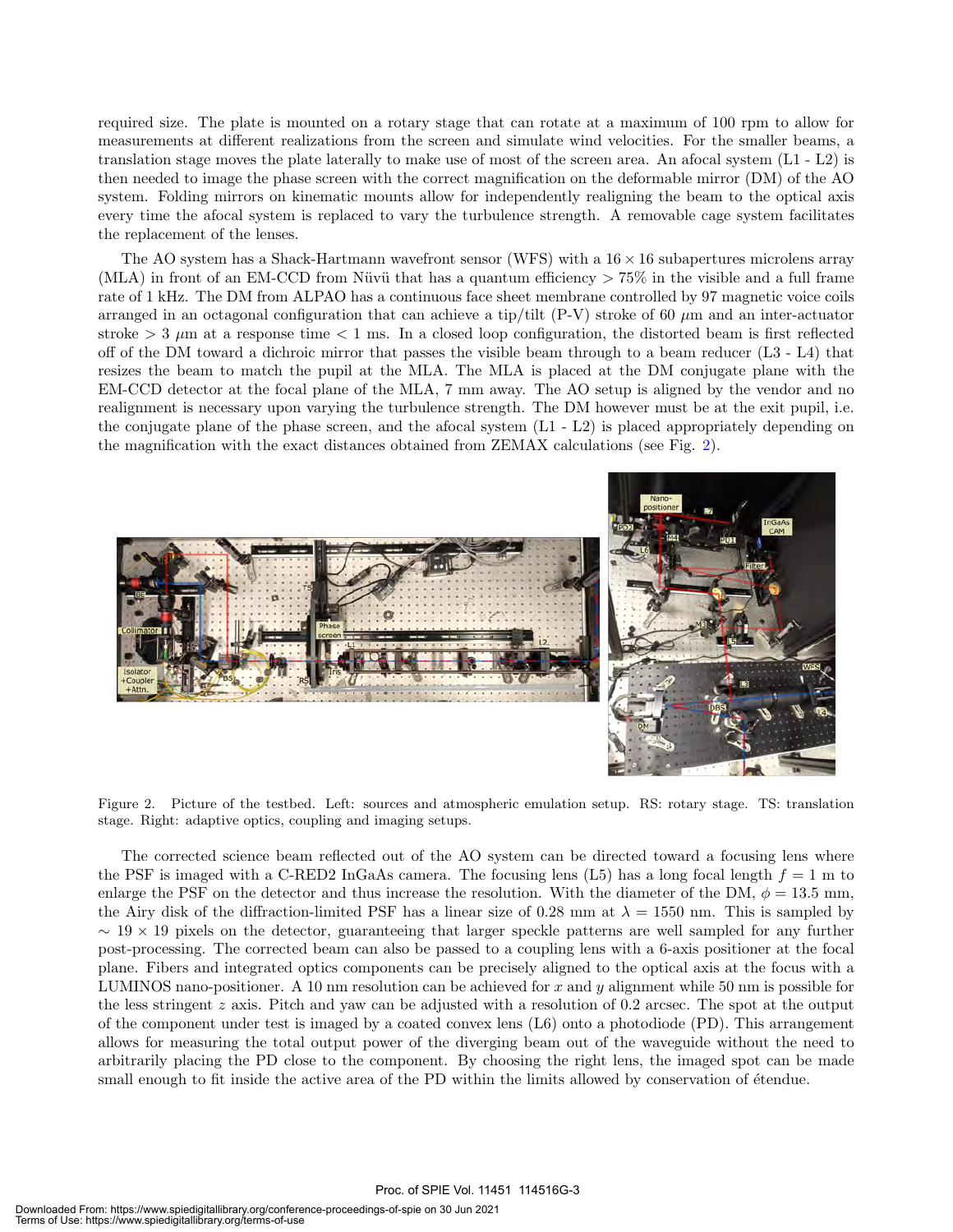required size. The plate is mounted on a rotary stage that can rotate at a maximum of 100 rpm to allow for measurements at different realizations from the screen and simulate wind velocities. For the smaller beams, a translation stage moves the plate laterally to make use of most of the screen area. An afocal system (L1 - L2) is then needed to image the phase screen with the correct magnification on the deformable mirror (DM) of the AO system. Folding mirrors on kinematic mounts allow for independently realigning the beam to the optical axis every time the afocal system is replaced to vary the turbulence strength. A removable cage system facilitates the replacement of the lenses.

The AO system has a Shack-Hartmann wavefront sensor (WFS) with a $16 \times 16$ subapertures microlens array (MLA) in front of an EM-CCD from Nüvü that has a quantum efficiency $> 75\%$ in the visible and a full frame rate of 1 kHz. The DM from ALPAO has a continuous face sheet membrane controlled by 97 magnetic voice coils arranged in an octagonal configuration that can achieve a tip/tilt (P-V) stroke of 60 $\mu$m and an inter-actuator stroke $> 3$ $\mu$m at a response time $< 1$ ms. In a closed loop configuration, the distorted beam is first reflected off of the DM toward a dichroic mirror that passes the visible beam through to a beam reducer (L3 - L4) that resizes the beam to match the pupil at the MLA. The MLA is placed at the DM conjugate plane with the EM-CCD detector at the focal plane of the MLA, 7 mm away. The AO setup is aligned by the vendor and no realignment is necessary upon varying the turbulence strength. The DM however must be at the exit pupil, i.e. the conjugate plane of the phase screen, and the afocal system (L1 - L2) is placed appropriately depending on the magnification with the exact distances obtained from ZEMAX calculations (see Fig. 2).

Figure 2. Picture of the testbed. Left: sources and atmospheric emulation setup. RS: rotary stage. TS: translation stage. Right: adaptive optics, coupling and imaging setups.

The corrected science beam reflected out of the AO system can be directed toward a focusing lens where the PSF is imaged with a C-RED2 InGaAs camera. The focusing lens (L5) has a long focal length $f = 1$ m to enlarge the PSF on the detector and thus increase the resolution. With the diameter of the DM, $\phi = 13.5$ mm, the Airy disk of the diffraction-limited PSF has a linear size of 0.28 mm at $\lambda = 1550$ nm. This is sampled by $\sim 19 \times 19$ pixels on the detector, guaranteeing that larger speckle patterns are well sampled for any further post-processing. The corrected beam can also be passed to a coupling lens with a 6-axis positioner at the focal plane. Fibers and integrated optics components can be precisely aligned to the optical axis at the focus with a LUMINOS nano-positioner. A 10 nm resolution can be achieved for $x$ and $y$ alignment while 50 nm is possible for the less stringent $z$ axis. Pitch and yaw can be adjusted with a resolution of 0.2 arcsec. The spot at the output of the component under test is imaged by a coated convex lens (L6) onto a photodiode (PD). This arrangement allows for measuring the total output power of the diverging beam out of the waveguide without the need to arbitrarily placing the PD close to the component. By choosing the right lens, the imaged spot can be made small enough to fit inside the active area of the PD within the limits allowed by conservation of étendue.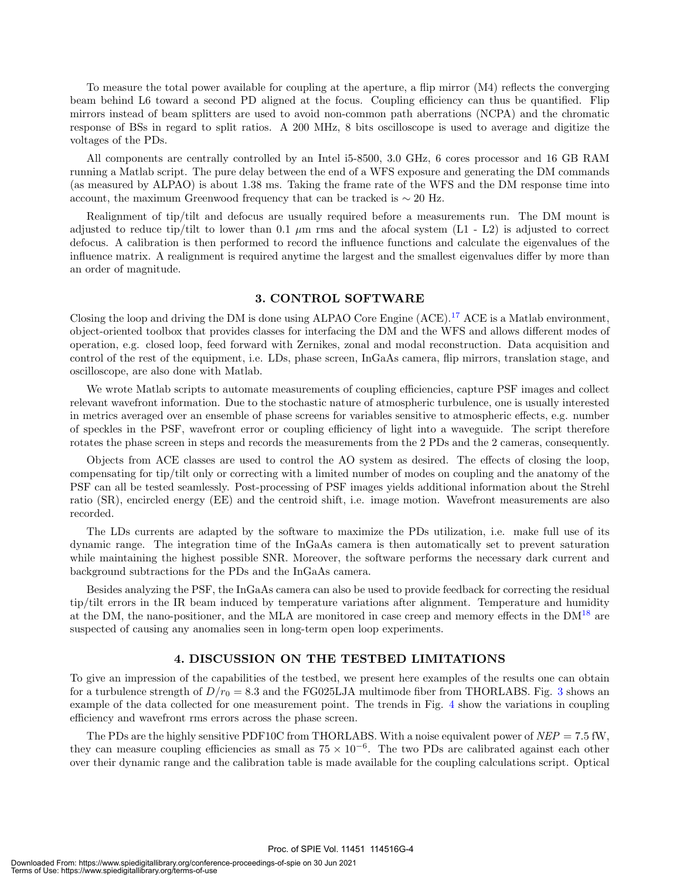To measure the total power available for coupling at the aperture, a flip mirror (M4) reflects the converging beam behind L6 toward a second PD aligned at the focus. Coupling efficiency can thus be quantified. Flip mirrors instead of beam splitters are used to avoid non-common path aberrations (NCPA) and the chromatic response of BSs in regard to split ratios. A 200 MHz, 8 bits oscilloscope is used to average and digitize the voltages of the PDs.

All components are centrally controlled by an Intel i5-8500, 3.0 GHz, 6 cores processor and 16 GB RAM running a Matlab script. The pure delay between the end of a WFS exposure and generating the DM commands (as measured by ALPAO) is about 1.38 ms. Taking the frame rate of the WFS and the DM response time into account, the maximum Greenwood frequency that can be tracked is $\sim 20$ Hz.

Realignment of tip/tilt and defocus are usually required before a measurements run. The DM mount is adjusted to reduce tip/tilt to lower than 0.1 $\mu$m rms and the afocal system (L1 - L2) is adjusted to correct defocus. A calibration is then performed to record the influence functions and calculate the eigenvalues of the influence matrix. A realignment is required anytime the largest and the smallest eigenvalues differ by more than an order of magnitude.

## 3. CONTROL SOFTWARE

Closing the loop and driving the DM is done using ALPAO Core Engine (ACE).[17] ACE is a Matlab environment, object-oriented toolbox that provides classes for interfacing the DM and the WFS and allows different modes of operation, e.g. closed loop, feed forward with Zernikes, zonal and modal reconstruction. Data acquisition and control of the rest of the equipment, i.e. LDs, phase screen, InGaAs camera, flip mirrors, translation stage, and oscilloscope, are also done with Matlab.

We wrote Matlab scripts to automate measurements of coupling efficiencies, capture PSF images and collect relevant wavefront information. Due to the stochastic nature of atmospheric turbulence, one is usually interested in metrics averaged over an ensemble of phase screens for variables sensitive to atmospheric effects, e.g. number of speckles in the PSF, wavefront error or coupling efficiency of light into a waveguide. The script therefore rotates the phase screen in steps and records the measurements from the 2 PDs and the 2 cameras, consequently.

Objects from ACE classes are used to control the AO system as desired. The effects of closing the loop, compensating for tip/tilt only or correcting with a limited number of modes on coupling and the anatomy of the PSF can all be tested seamlessly. Post-processing of PSF images yields additional information about the Strehl ratio (SR), encircled energy (EE) and the centroid shift, i.e. image motion. Wavefront measurements are also recorded.

The LDs currents are adapted by the software to maximize the PDs utilization, i.e. make full use of its dynamic range. The integration time of the InGaAs camera is then automatically set to prevent saturation while maintaining the highest possible SNR. Moreover, the software performs the necessary dark current and background subtractions for the PDs and the InGaAs camera.

Besides analyzing the PSF, the InGaAs camera can also be used to provide feedback for correcting the residual tip/tilt errors in the IR beam induced by temperature variations after alignment. Temperature and humidity at the DM, the nano-positioner, and the MLA are monitored in case creep and memory effects in the DM[18] are suspected of causing any anomalies seen in long-term open loop experiments.

## 4. DISCUSSION ON THE TESTBED LIMITATIONS

To give an impression of the capabilities of the testbed, we present here examples of the results one can obtain for a turbulence strength of $D/r_0 = 8.3$ and the FG025LJA multimode fiber from THORLABS. Fig. 3 shows an example of the data collected for one measurement point. The trends in Fig. 4 show the variations in coupling efficiency and wavefront rms errors across the phase screen.

The PDs are the highly sensitive PDF10C from THORLABS. With a noise equivalent power of $NEP = 7.5$ fW, they can measure coupling efficiencies as small as $75 \times 10^{-6}$. The two PDs are calibrated against each other over their dynamic range and the calibration table is made available for the coupling calculations script. Optical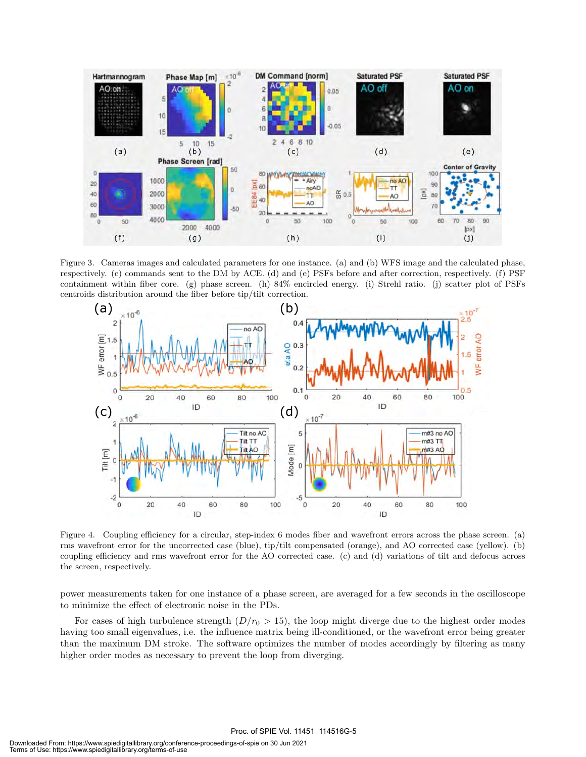Figure 3. Cameras images and calculated parameters for one instance. (a) and (b) WFS image and the calculated phase, respectively. (c) commands sent to the DM by ACE. (d) and (e) PSFs before and after correction, respectively. (f) PSF containment within fiber core. (g) phase screen. (h) 84% encircled energy. (i) Strehl ratio. (j) scatter plot of PSFs centroids distribution around the fiber before tip/tilt correction.

Figure 4. Coupling efficiency for a circular, step-index 6 modes fiber and wavefront errors across the phase screen. (a) rms wavefront error for the uncorrected case (blue), tip/tilt compensated (orange), and AO corrected case (yellow). (b) coupling efficiency and rms wavefront error for the AO corrected case. (c) and (d) variations of tilt and defocus across the screen, respectively.

power measurements taken for one instance of a phase screen, are averaged for a few seconds in the oscilloscope to minimize the effect of electronic noise in the PDs.

For cases of high turbulence strength ($D/r_0 > 15$), the loop might diverge due to the highest order modes having too small eigenvalues, i.e. the influence matrix being ill-conditioned, or the wavefront error being greater than the maximum DM stroke. The software optimizes the number of modes accordingly by filtering as many higher order modes as necessary to prevent the loop from diverging.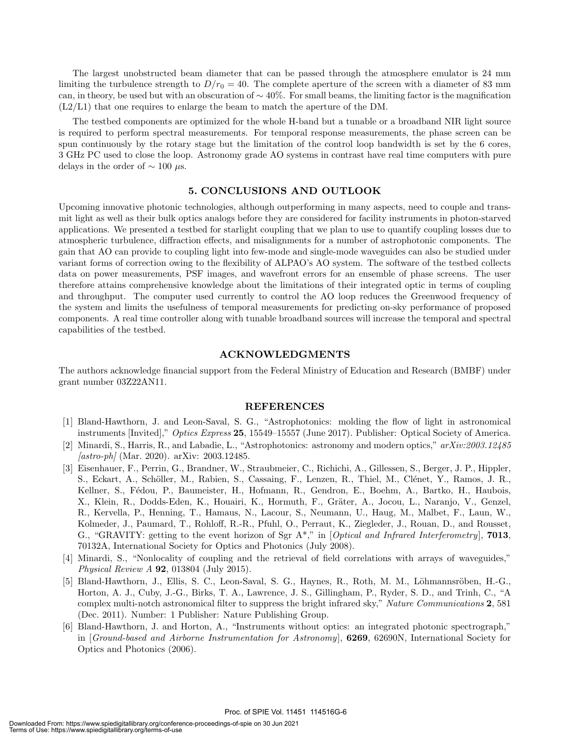The largest unobstructed beam diameter that can be passed through the atmosphere emulator is 24 mm limiting the turbulence strength to $D/r_0 = 40$. The complete aperture of the screen with a diameter of 83 mm can, in theory, be used but with an obscuration of $\sim 40\%$. For small beams, the limiting factor is the magnification (L2/L1) that one requires to enlarge the beam to match the aperture of the DM.

The testbed components are optimized for the whole H-band but a tunable or a broadband NIR light source is required to perform spectral measurements. For temporal response measurements, the phase screen can be spun continuously by the rotary stage but the limitation of the control loop bandwidth is set by the 6 cores, 3 GHz PC used to close the loop. Astronomy grade AO systems in contrast have real time computers with pure delays in the order of $\sim 100\ \mu$s.

## 5. CONCLUSIONS AND OUTLOOK

Upcoming innovative photonic technologies, although outperforming in many aspects, need to couple and transmit light as well as their bulk optics analogs before they are considered for facility instruments in photon-starved applications. We presented a testbed for starlight coupling that we plan to use to quantify coupling losses due to atmospheric turbulence, diffraction effects, and misalignments for a number of astrophotonic components. The gain that AO can provide to coupling light into few-mode and single-mode waveguides can also be studied under variant forms of correction owing to the flexibility of ALPAO's AO system. The software of the testbed collects data on power measurements, PSF images, and wavefront errors for an ensemble of phase screens. The user therefore attains comprehensive knowledge about the limitations of their integrated optic in terms of coupling and throughput. The computer used currently to control the AO loop reduces the Greenwood frequency of the system and limits the usefulness of temporal measurements for predicting on-sky performance of proposed components. A real time controller along with tunable broadband sources will increase the temporal and spectral capabilities of the testbed.

## ACKNOWLEDGMENTS

The authors acknowledge financial support from the Federal Ministry of Education and Research (BMBF) under grant number 03Z22AN11.

## REFERENCES

[1] Bland-Hawthorn, J. and Leon-Saval, S. G., "Astrophotonics: molding the flow of light in astronomical instruments [Invited]," *Optics Express* **25**, 15549–15557 (June 2017). Publisher: Optical Society of America.

[2] Minardi, S., Harris, R., and Labadie, L., "Astrophotonics: astronomy and modern optics," *arXiv:2003.12485 [astro-ph]* (Mar. 2020). arXiv: 2003.12485.

[3] Eisenhauer, F., Perrin, G., Brandner, W., Straubmeier, C., Richichi, A., Gillessen, S., Berger, J. P., Hippler, S., Eckart, A., Schöller, M., Rabien, S., Cassaing, F., Lenzen, R., Thiel, M., Clénet, Y., Ramos, J. R., Kellner, S., Fédou, P., Baumeister, H., Hofmann, R., Gendron, E., Boehm, A., Bartko, H., Haubois, X., Klein, R., Dodds-Eden, K., Houairi, K., Hormuth, F., Gräter, A., Jocou, L., Naranjo, V., Genzel, R., Kervella, P., Henning, T., Hamaus, N., Lacour, S., Neumann, U., Haug, M., Malbet, F., Laun, W., Kolmeder, J., Paumard, T., Rohloff, R.-R., Pfuhl, O., Perraut, K., Ziegleder, J., Rouan, D., and Rousset, G., "GRAVITY: getting to the event horizon of Sgr A*," in [*Optical and Infrared Interferometry*], **7013**, 70132A, International Society for Optics and Photonics (July 2008).

[4] Minardi, S., "Nonlocality of coupling and the retrieval of field correlations with arrays of waveguides," *Physical Review A* **92**, 013804 (July 2015).

[5] Bland-Hawthorn, J., Ellis, S. C., Leon-Saval, S. G., Haynes, R., Roth, M. M., Löhmannsröben, H.-G., Horton, A. J., Cuby, J.-G., Birks, T. A., Lawrence, J. S., Gillingham, P., Ryder, S. D., and Trinh, C., "A complex multi-notch astronomical filter to suppress the bright infrared sky," *Nature Communications* **2**, 581 (Dec. 2011). Number: 1 Publisher: Nature Publishing Group.

[6] Bland-Hawthorn, J. and Horton, A., "Instruments without optics: an integrated photonic spectrograph," in [*Ground-based and Airborne Instrumentation for Astronomy*], **6269**, 62690N, International Society for Optics and Photonics (2006).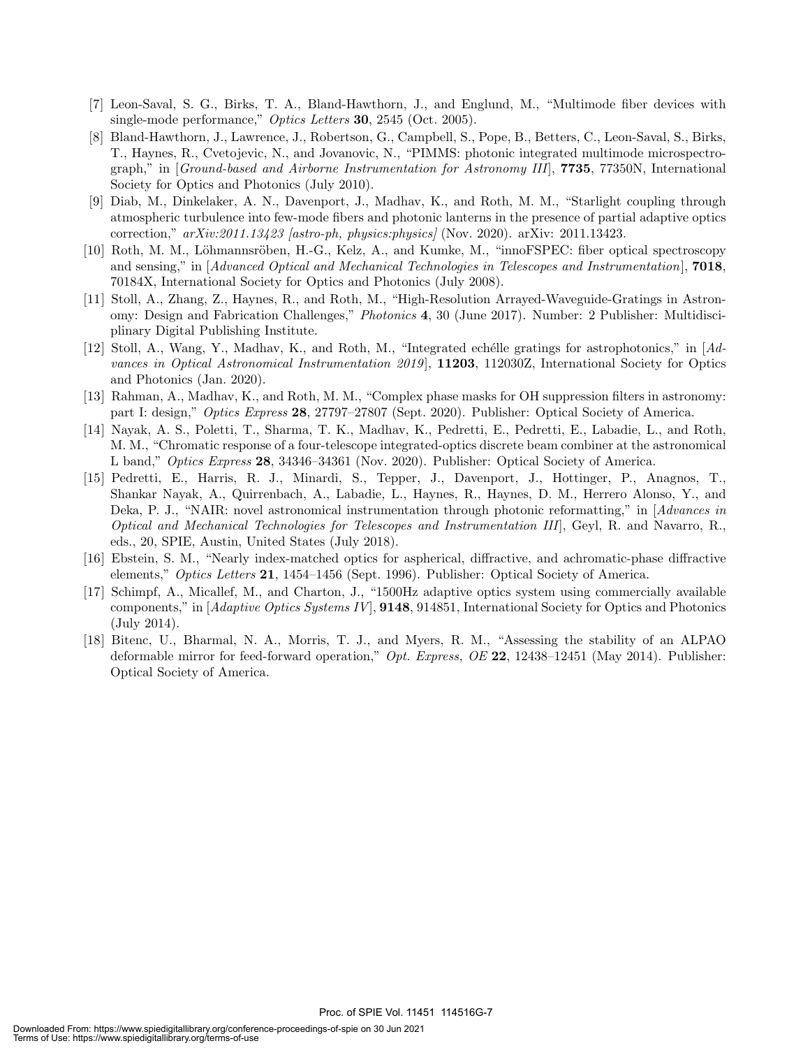[7] Leon-Saval, S. G., Birks, T. A., Bland-Hawthorn, J., and Englund, M., "Multimode fiber devices with single-mode performance," *Optics Letters* **30**, 2545 (Oct. 2005).

[8] Bland-Hawthorn, J., Lawrence, J., Robertson, G., Campbell, S., Pope, B., Betters, C., Leon-Saval, S., Birks, T., Haynes, R., Cvetojevic, N., and Jovanovic, N., "PIMMS: photonic integrated multimode microspectrograph," in [*Ground-based and Airborne Instrumentation for Astronomy III*], **7735**, 77350N, International Society for Optics and Photonics (July 2010).

[9] Diab, M., Dinkelaker, A. N., Davenport, J., Madhav, K., and Roth, M. M., "Starlight coupling through atmospheric turbulence into few-mode fibers and photonic lanterns in the presence of partial adaptive optics correction," *arXiv:2011.13423 [astro-ph, physics:physics]* (Nov. 2020). arXiv: 2011.13423.

[10] Roth, M. M., Löhmannsröben, H.-G., Kelz, A., and Kumke, M., "innoFSPEC: fiber optical spectroscopy and sensing," in [*Advanced Optical and Mechanical Technologies in Telescopes and Instrumentation*], **7018**, 70184X, International Society for Optics and Photonics (July 2008).

[11] Stoll, A., Zhang, Z., Haynes, R., and Roth, M., "High-Resolution Arrayed-Waveguide-Gratings in Astronomy: Design and Fabrication Challenges," *Photonics* **4**, 30 (June 2017). Number: 2 Publisher: Multidisciplinary Digital Publishing Institute.

[12] Stoll, A., Wang, Y., Madhav, K., and Roth, M., "Integrated echélle gratings for astrophotonics," in [*Advances in Optical Astronomical Instrumentation 2019*], **11203**, 112030Z, International Society for Optics and Photonics (Jan. 2020).

[13] Rahman, A., Madhav, K., and Roth, M. M., "Complex phase masks for OH suppression filters in astronomy: part I: design," *Optics Express* **28**, 27797–27807 (Sept. 2020). Publisher: Optical Society of America.

[14] Nayak, A. S., Poletti, T., Sharma, T. K., Madhav, K., Pedretti, E., Pedretti, E., Labadie, L., and Roth, M. M., "Chromatic response of a four-telescope integrated-optics discrete beam combiner at the astronomical L band," *Optics Express* **28**, 34346–34361 (Nov. 2020). Publisher: Optical Society of America.

[15] Pedretti, E., Harris, R. J., Minardi, S., Tepper, J., Davenport, J., Hottinger, P., Anagnos, T., Shankar Nayak, A., Quirrenbach, A., Labadie, L., Haynes, R., Haynes, D. M., Herrero Alonso, Y., and Deka, P. J., "NAIR: novel astronomical instrumentation through photonic reformatting," in [*Advances in Optical and Mechanical Technologies for Telescopes and Instrumentation III*], Geyl, R. and Navarro, R., eds., 20, SPIE, Austin, United States (July 2018).

[16] Ebstein, S. M., "Nearly index-matched optics for aspherical, diffractive, and achromatic-phase diffractive elements," *Optics Letters* **21**, 1454–1456 (Sept. 1996). Publisher: Optical Society of America.

[17] Schimpf, A., Micallef, M., and Charton, J., "1500Hz adaptive optics system using commercially available components," in [*Adaptive Optics Systems IV*], **9148**, 914851, International Society for Optics and Photonics (July 2014).

[18] Bitenc, U., Bharmal, N. A., Morris, T. J., and Myers, R. M., "Assessing the stability of an ALPAO deformable mirror for feed-forward operation," *Opt. Express, OE* **22**, 12438–12451 (May 2014). Publisher: Optical Society of America.